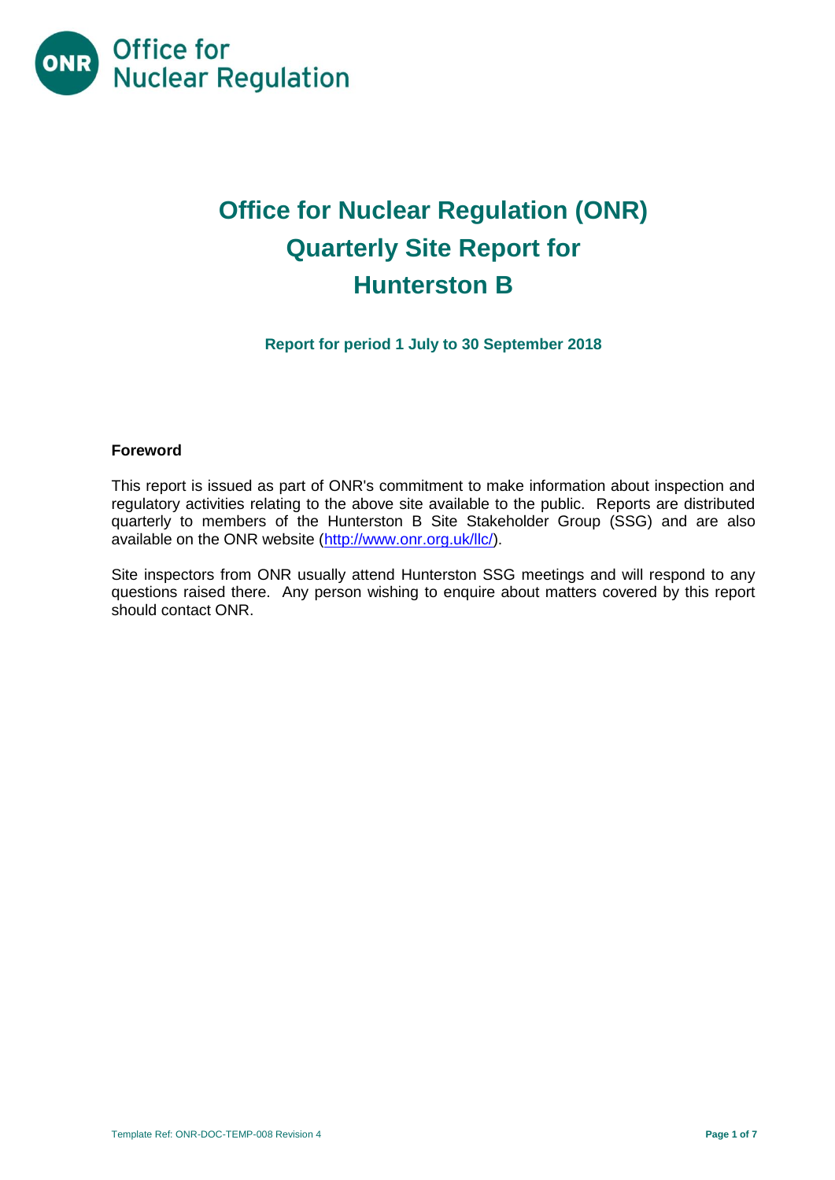# Office for Nuclear Regulation (ONR) Quarterly Site Report for Hunterston B

**Report for period 1 July to 30 September 2018**

## Foreword

This report is issued as part of ONR's commitment to make information about inspection and regulatory activities relating to the above site available to the public. Reports are distributed quarterly to members of the Hunterston B Site Stakeholder Group (SSG) and are also available on the ONR website (http://www.onr.org.uk/llc/).

Site inspectors from ONR usually attend Hunterston SSG meetings and will respond to any questions raised there. Any person wishing to enquire about matters covered by this report should contact ONR.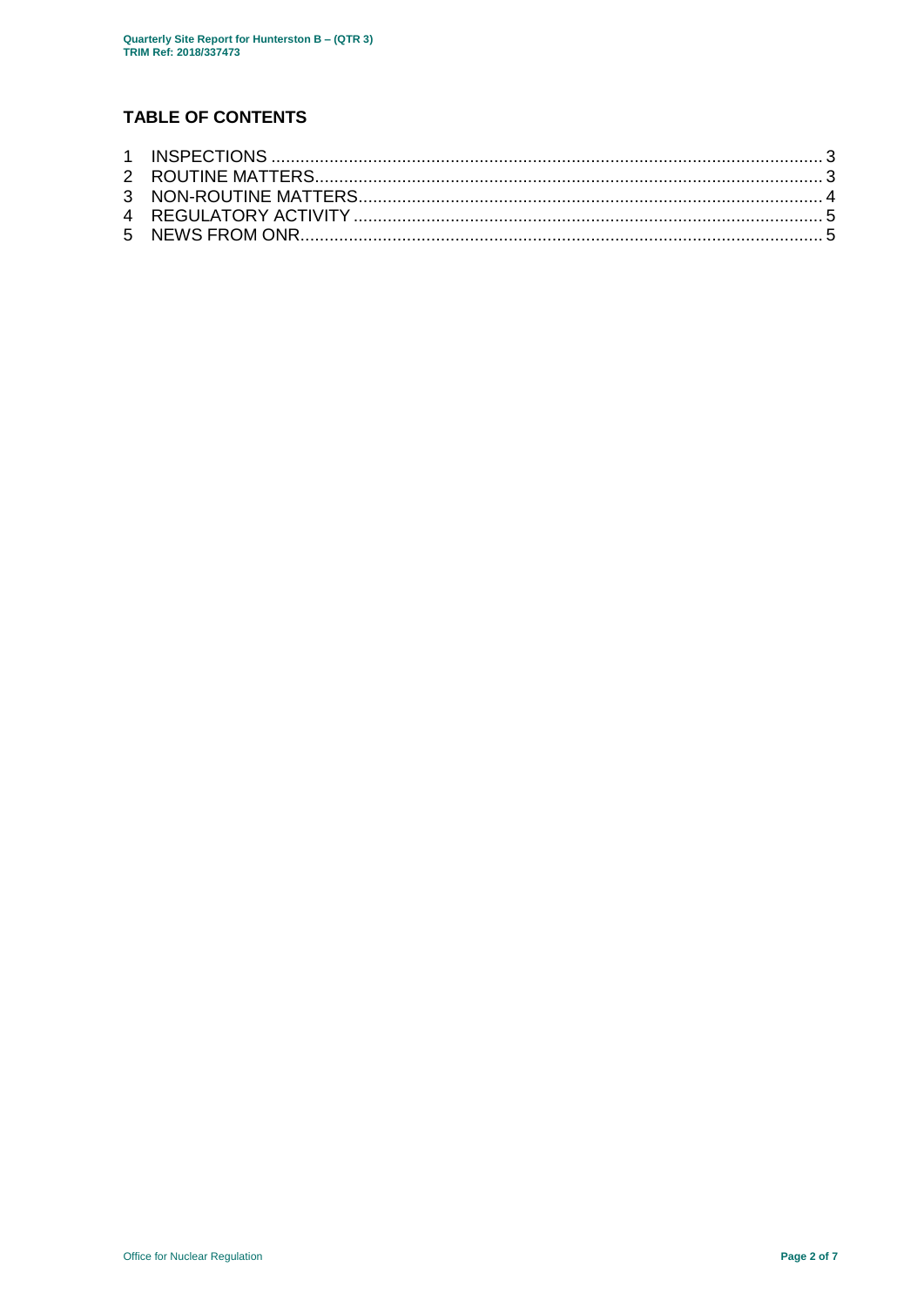## TABLE OF CONTENTS

1 INSPECTIONS ........................................................................................................... 3
2 ROUTINE MATTERS................................................................................................... 3
3 NON-ROUTINE MATTERS.......................................................................................... 4
4 REGULATORY ACTIVITY .......................................................................................... 5
5 NEWS FROM ONR..................................................................................................... 5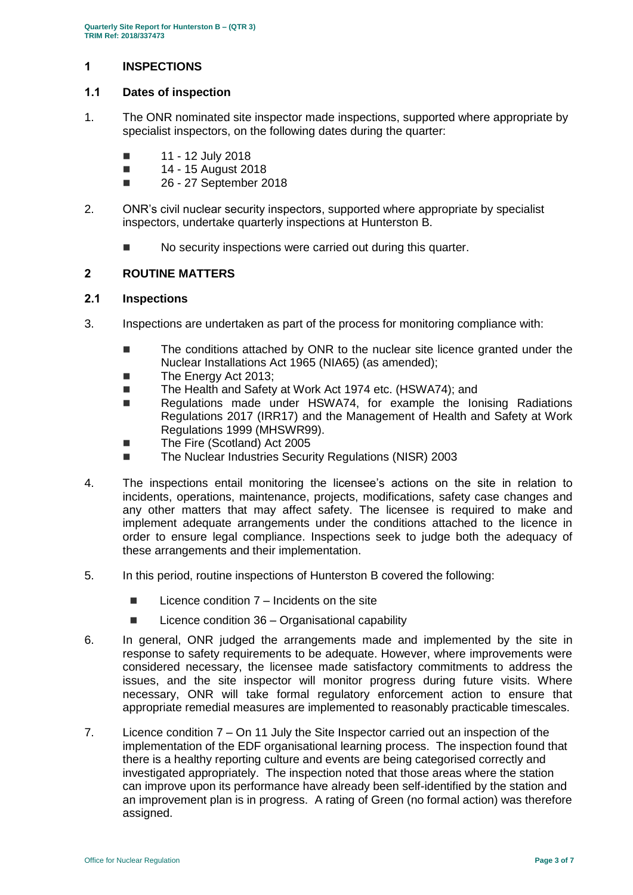## 1 INSPECTIONS

### 1.1 Dates of inspection

1. The ONR nominated site inspector made inspections, supported where appropriate by specialist inspectors, on the following dates during the quarter:

   - 11 - 12 July 2018
   - 14 - 15 August 2018
   - 26 - 27 September 2018

2. ONR's civil nuclear security inspectors, supported where appropriate by specialist inspectors, undertake quarterly inspections at Hunterston B.

   - No security inspections were carried out during this quarter.

## 2 ROUTINE MATTERS

### 2.1 Inspections

3. Inspections are undertaken as part of the process for monitoring compliance with:

   - The conditions attached by ONR to the nuclear site licence granted under the Nuclear Installations Act 1965 (NIA65) (as amended);
   - The Energy Act 2013;
   - The Health and Safety at Work Act 1974 etc. (HSWA74); and
   - Regulations made under HSWA74, for example the Ionising Radiations Regulations 2017 (IRR17) and the Management of Health and Safety at Work Regulations 1999 (MHSWR99).
   - The Fire (Scotland) Act 2005
   - The Nuclear Industries Security Regulations (NISR) 2003

4. The inspections entail monitoring the licensee's actions on the site in relation to incidents, operations, maintenance, projects, modifications, safety case changes and any other matters that may affect safety. The licensee is required to make and implement adequate arrangements under the conditions attached to the licence in order to ensure legal compliance. Inspections seek to judge both the adequacy of these arrangements and their implementation.

5. In this period, routine inspections of Hunterston B covered the following:

   - Licence condition 7 – Incidents on the site
   - Licence condition 36 – Organisational capability

6. In general, ONR judged the arrangements made and implemented by the site in response to safety requirements to be adequate. However, where improvements were considered necessary, the licensee made satisfactory commitments to address the issues, and the site inspector will monitor progress during future visits. Where necessary, ONR will take formal regulatory enforcement action to ensure that appropriate remedial measures are implemented to reasonably practicable timescales.

7. Licence condition 7 – On 11 July the Site Inspector carried out an inspection of the implementation of the EDF organisational learning process. The inspection found that there is a healthy reporting culture and events are being categorised correctly and investigated appropriately. The inspection noted that those areas where the station can improve upon its performance have already been self-identified by the station and an improvement plan is in progress. A rating of Green (no formal action) was therefore assigned.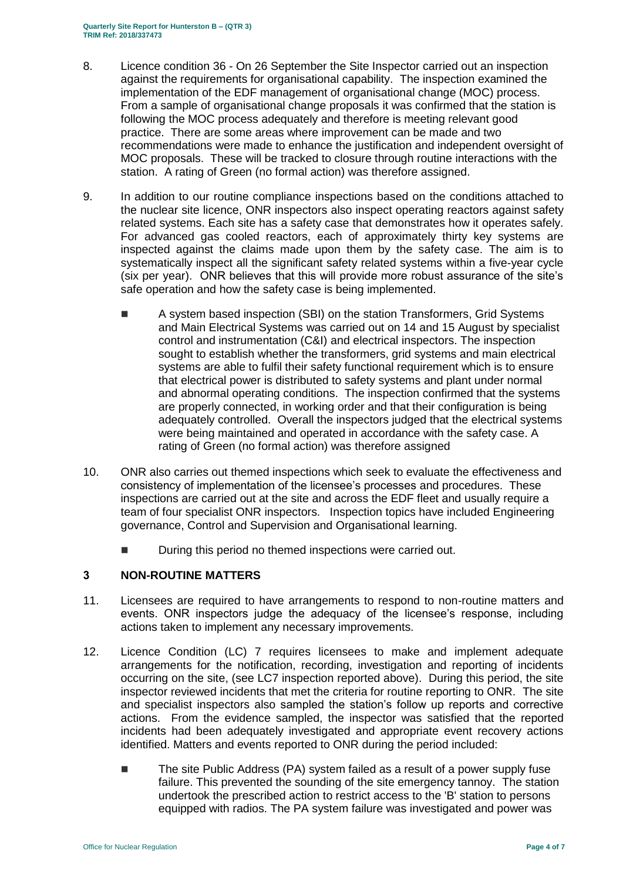8. Licence condition 36 - On 26 September the Site Inspector carried out an inspection against the requirements for organisational capability. The inspection examined the implementation of the EDF management of organisational change (MOC) process. From a sample of organisational change proposals it was confirmed that the station is following the MOC process adequately and therefore is meeting relevant good practice. There are some areas where improvement can be made and two recommendations were made to enhance the justification and independent oversight of MOC proposals. These will be tracked to closure through routine interactions with the station. A rating of Green (no formal action) was therefore assigned.

9. In addition to our routine compliance inspections based on the conditions attached to the nuclear site licence, ONR inspectors also inspect operating reactors against safety related systems. Each site has a safety case that demonstrates how it operates safely. For advanced gas cooled reactors, each of approximately thirty key systems are inspected against the claims made upon them by the safety case. The aim is to systematically inspect all the significant safety related systems within a five-year cycle (six per year). ONR believes that this will provide more robust assurance of the site's safe operation and how the safety case is being implemented.

   - A system based inspection (SBI) on the station Transformers, Grid Systems and Main Electrical Systems was carried out on 14 and 15 August by specialist control and instrumentation (C&I) and electrical inspectors. The inspection sought to establish whether the transformers, grid systems and main electrical systems are able to fulfil their safety functional requirement which is to ensure that electrical power is distributed to safety systems and plant under normal and abnormal operating conditions. The inspection confirmed that the systems are properly connected, in working order and that their configuration is being adequately controlled. Overall the inspectors judged that the electrical systems were being maintained and operated in accordance with the safety case. A rating of Green (no formal action) was therefore assigned

10. ONR also carries out themed inspections which seek to evaluate the effectiveness and consistency of implementation of the licensee's processes and procedures. These inspections are carried out at the site and across the EDF fleet and usually require a team of four specialist ONR inspectors. Inspection topics have included Engineering governance, Control and Supervision and Organisational learning.

   - During this period no themed inspections were carried out.

## 3 NON-ROUTINE MATTERS

11. Licensees are required to have arrangements to respond to non-routine matters and events. ONR inspectors judge the adequacy of the licensee's response, including actions taken to implement any necessary improvements.

12. Licence Condition (LC) 7 requires licensees to make and implement adequate arrangements for the notification, recording, investigation and reporting of incidents occurring on the site, (see LC7 inspection reported above). During this period, the site inspector reviewed incidents that met the criteria for routine reporting to ONR. The site and specialist inspectors also sampled the station's follow up reports and corrective actions. From the evidence sampled, the inspector was satisfied that the reported incidents had been adequately investigated and appropriate event recovery actions identified. Matters and events reported to ONR during the period included:

   - The site Public Address (PA) system failed as a result of a power supply fuse failure. This prevented the sounding of the site emergency tannoy. The station undertook the prescribed action to restrict access to the 'B' station to persons equipped with radios. The PA system failure was investigated and power was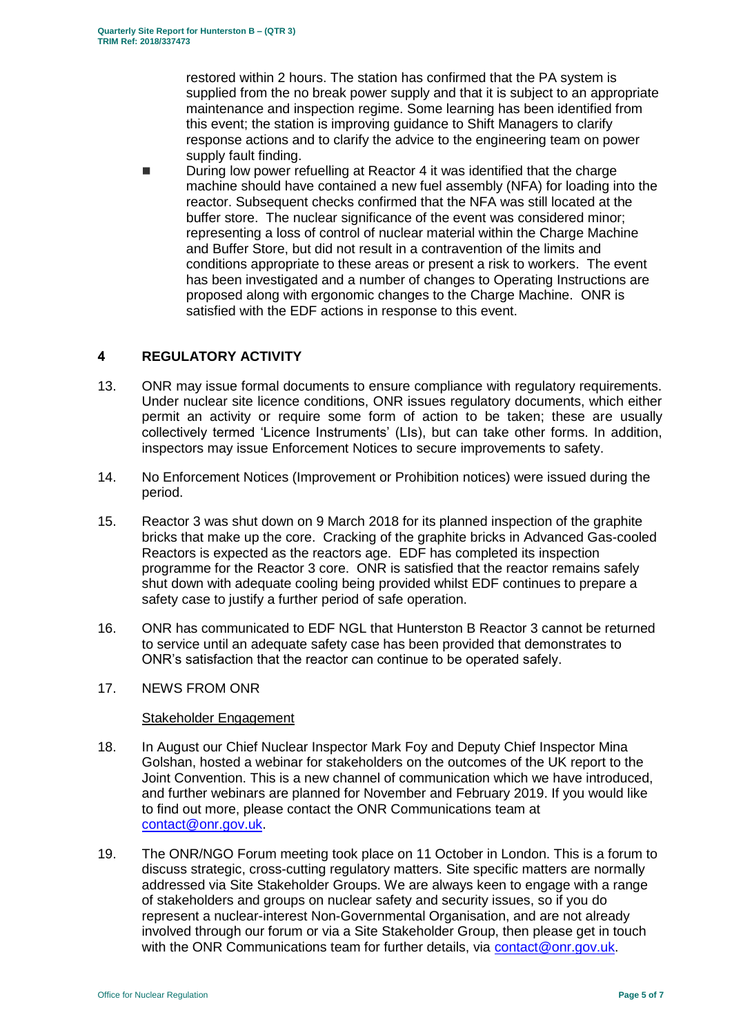restored within 2 hours. The station has confirmed that the PA system is supplied from the no break power supply and that it is subject to an appropriate maintenance and inspection regime. Some learning has been identified from this event; the station is improving guidance to Shift Managers to clarify response actions and to clarify the advice to the engineering team on power supply fault finding.

- During low power refuelling at Reactor 4 it was identified that the charge machine should have contained a new fuel assembly (NFA) for loading into the reactor. Subsequent checks confirmed that the NFA was still located at the buffer store. The nuclear significance of the event was considered minor; representing a loss of control of nuclear material within the Charge Machine and Buffer Store, but did not result in a contravention of the limits and conditions appropriate to these areas or present a risk to workers. The event has been investigated and a number of changes to Operating Instructions are proposed along with ergonomic changes to the Charge Machine. ONR is satisfied with the EDF actions in response to this event.

## 4 REGULATORY ACTIVITY

13. ONR may issue formal documents to ensure compliance with regulatory requirements. Under nuclear site licence conditions, ONR issues regulatory documents, which either permit an activity or require some form of action to be taken; these are usually collectively termed 'Licence Instruments' (LIs), but can take other forms. In addition, inspectors may issue Enforcement Notices to secure improvements to safety.

14. No Enforcement Notices (Improvement or Prohibition notices) were issued during the period.

15. Reactor 3 was shut down on 9 March 2018 for its planned inspection of the graphite bricks that make up the core. Cracking of the graphite bricks in Advanced Gas-cooled Reactors is expected as the reactors age. EDF has completed its inspection programme for the Reactor 3 core. ONR is satisfied that the reactor remains safely shut down with adequate cooling being provided whilst EDF continues to prepare a safety case to justify a further period of safe operation.

16. ONR has communicated to EDF NGL that Hunterston B Reactor 3 cannot be returned to service until an adequate safety case has been provided that demonstrates to ONR's satisfaction that the reactor can continue to be operated safely.

17. NEWS FROM ONR

### Stakeholder Engagement

18. In August our Chief Nuclear Inspector Mark Foy and Deputy Chief Inspector Mina Golshan, hosted a webinar for stakeholders on the outcomes of the UK report to the Joint Convention. This is a new channel of communication which we have introduced, and further webinars are planned for November and February 2019. If you would like to find out more, please contact the ONR Communications team at contact@onr.gov.uk.

19. The ONR/NGO Forum meeting took place on 11 October in London. This is a forum to discuss strategic, cross-cutting regulatory matters. Site specific matters are normally addressed via Site Stakeholder Groups. We are always keen to engage with a range of stakeholders and groups on nuclear safety and security issues, so if you do represent a nuclear-interest Non-Governmental Organisation, and are not already involved through our forum or via a Site Stakeholder Group, then please get in touch with the ONR Communications team for further details, via contact@onr.gov.uk.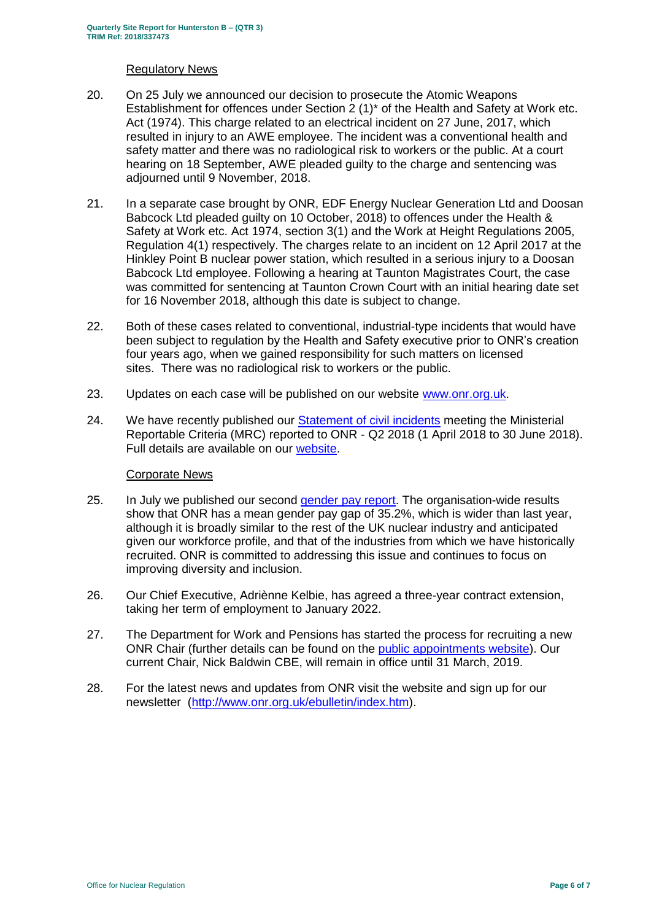## Regulatory News

20. On 25 July we announced our decision to prosecute the Atomic Weapons Establishment for offences under Section 2 (1)* of the Health and Safety at Work etc. Act (1974). This charge related to an electrical incident on 27 June, 2017, which resulted in injury to an AWE employee. The incident was a conventional health and safety matter and there was no radiological risk to workers or the public. At a court hearing on 18 September, AWE pleaded guilty to the charge and sentencing was adjourned until 9 November, 2018.

21. In a separate case brought by ONR, EDF Energy Nuclear Generation Ltd and Doosan Babcock Ltd pleaded guilty on 10 October, 2018) to offences under the Health & Safety at Work etc. Act 1974, section 3(1) and the Work at Height Regulations 2005, Regulation 4(1) respectively. The charges relate to an incident on 12 April 2017 at the Hinkley Point B nuclear power station, which resulted in a serious injury to a Doosan Babcock Ltd employee. Following a hearing at Taunton Magistrates Court, the case was committed for sentencing at Taunton Crown Court with an initial hearing date set for 16 November 2018, although this date is subject to change.

22. Both of these cases related to conventional, industrial-type incidents that would have been subject to regulation by the Health and Safety executive prior to ONR's creation four years ago, when we gained responsibility for such matters on licensed sites. There was no radiological risk to workers or the public.

23. Updates on each case will be published on our website [www.onr.org.uk](http://www.onr.org.uk).

24. We have recently published our [Statement of civil incidents]() meeting the Ministerial Reportable Criteria (MRC) reported to ONR - Q2 2018 (1 April 2018 to 30 June 2018). Full details are available on our [website]().

## Corporate News

25. In July we published our second [gender pay report](). The organisation-wide results show that ONR has a mean gender pay gap of 35.2%, which is wider than last year, although it is broadly similar to the rest of the UK nuclear industry and anticipated given our workforce profile, and that of the industries from which we have historically recruited. ONR is committed to addressing this issue and continues to focus on improving diversity and inclusion.

26. Our Chief Executive, Adriènne Kelbie, has agreed a three-year contract extension, taking her term of employment to January 2022.

27. The Department for Work and Pensions has started the process for recruiting a new ONR Chair (further details can be found on the [public appointments website]()). Our current Chair, Nick Baldwin CBE, will remain in office until 31 March, 2019.

28. For the latest news and updates from ONR visit the website and sign up for our newsletter ([http://www.onr.org.uk/ebulletin/index.htm](http://www.onr.org.uk/ebulletin/index.htm)).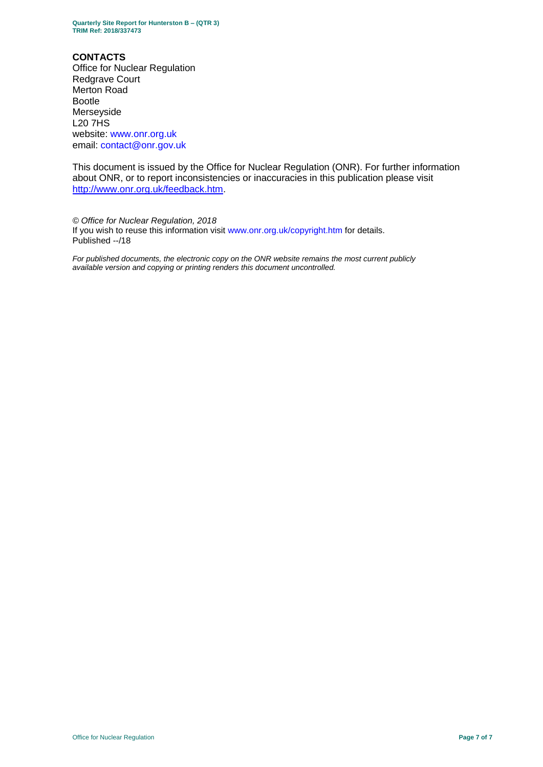**CONTACTS**

Office for Nuclear Regulation
Redgrave Court
Merton Road
Bootle
Merseyside
L20 7HS
website: www.onr.org.uk
email: contact@onr.gov.uk

This document is issued by the Office for Nuclear Regulation (ONR). For further information about ONR, or to report inconsistencies or inaccuracies in this publication please visit http://www.onr.org.uk/feedback.htm.

*© Office for Nuclear Regulation, 2018*
If you wish to reuse this information visit www.onr.org.uk/copyright.htm for details.
Published --/18

*For published documents, the electronic copy on the ONR website remains the most current publicly available version and copying or printing renders this document uncontrolled.*